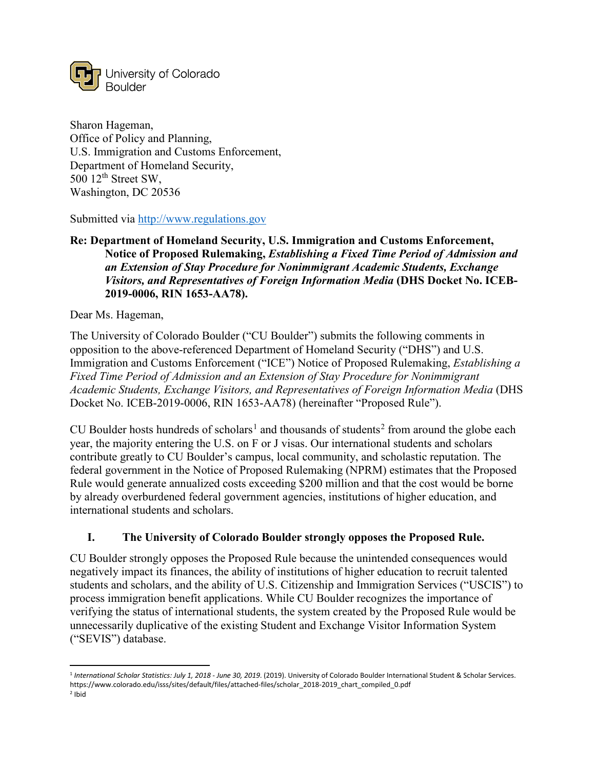University of Colorado Boulder

Sharon Hageman,
Office of Policy and Planning,
U.S. Immigration and Customs Enforcement,
Department of Homeland Security,
500 12th Street SW,
Washington, DC 20536

Submitted via http://www.regulations.gov

**Re: Department of Homeland Security, U.S. Immigration and Customs Enforcement, Notice of Proposed Rulemaking, *Establishing a Fixed Time Period of Admission and an Extension of Stay Procedure for Nonimmigrant Academic Students, Exchange Visitors, and Representatives of Foreign Information Media* (DHS Docket No. ICEB-2019-0006, RIN 1653-AA78).**

Dear Ms. Hageman,

The University of Colorado Boulder ("CU Boulder") submits the following comments in opposition to the above-referenced Department of Homeland Security ("DHS") and U.S. Immigration and Customs Enforcement ("ICE") Notice of Proposed Rulemaking, *Establishing a Fixed Time Period of Admission and an Extension of Stay Procedure for Nonimmigrant Academic Students, Exchange Visitors, and Representatives of Foreign Information Media* (DHS Docket No. ICEB-2019-0006, RIN 1653-AA78) (hereinafter "Proposed Rule").

CU Boulder hosts hundreds of scholars[1] and thousands of students[2] from around the globe each year, the majority entering the U.S. on F or J visas. Our international students and scholars contribute greatly to CU Boulder's campus, local community, and scholastic reputation. The federal government in the Notice of Proposed Rulemaking (NPRM) estimates that the Proposed Rule would generate annualized costs exceeding $200 million and that the cost would be borne by already overburdened federal government agencies, institutions of higher education, and international students and scholars.

## I. The University of Colorado Boulder strongly opposes the Proposed Rule.

CU Boulder strongly opposes the Proposed Rule because the unintended consequences would negatively impact its finances, the ability of institutions of higher education to recruit talented students and scholars, and the ability of U.S. Citizenship and Immigration Services ("USCIS") to process immigration benefit applications. While CU Boulder recognizes the importance of verifying the status of international students, the system created by the Proposed Rule would be unnecessarily duplicative of the existing Student and Exchange Visitor Information System ("SEVIS") database.

---

[1] *International Scholar Statistics: July 1, 2018 - June 30, 2019*. (2019). University of Colorado Boulder International Student & Scholar Services. https://www.colorado.edu/isss/sites/default/files/attached-files/scholar_2018-2019_chart_compiled_0.pdf

[2] Ibid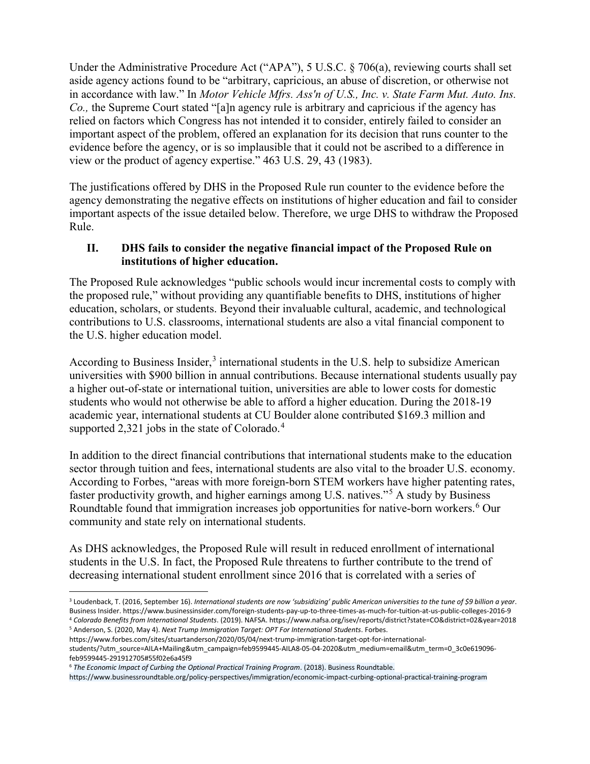Under the Administrative Procedure Act ("APA"), 5 U.S.C. § 706(a), reviewing courts shall set aside agency actions found to be "arbitrary, capricious, an abuse of discretion, or otherwise not in accordance with law." In *Motor Vehicle Mfrs. Ass'n of U.S., Inc. v. State Farm Mut. Auto. Ins. Co.,* the Supreme Court stated "[a]n agency rule is arbitrary and capricious if the agency has relied on factors which Congress has not intended it to consider, entirely failed to consider an important aspect of the problem, offered an explanation for its decision that runs counter to the evidence before the agency, or is so implausible that it could not be ascribed to a difference in view or the product of agency expertise." 463 U.S. 29, 43 (1983).

The justifications offered by DHS in the Proposed Rule run counter to the evidence before the agency demonstrating the negative effects on institutions of higher education and fail to consider important aspects of the issue detailed below. Therefore, we urge DHS to withdraw the Proposed Rule.

## II. DHS fails to consider the negative financial impact of the Proposed Rule on institutions of higher education.

The Proposed Rule acknowledges "public schools would incur incremental costs to comply with the proposed rule," without providing any quantifiable benefits to DHS, institutions of higher education, scholars, or students. Beyond their invaluable cultural, academic, and technological contributions to U.S. classrooms, international students are also a vital financial component to the U.S. higher education model.

According to Business Insider,[3] international students in the U.S. help to subsidize American universities with $900 billion in annual contributions. Because international students usually pay a higher out-of-state or international tuition, universities are able to lower costs for domestic students who would not otherwise be able to afford a higher education. During the 2018-19 academic year, international students at CU Boulder alone contributed $169.3 million and supported 2,321 jobs in the state of Colorado.[4]

In addition to the direct financial contributions that international students make to the education sector through tuition and fees, international students are also vital to the broader U.S. economy. According to Forbes, "areas with more foreign-born STEM workers have higher patenting rates, faster productivity growth, and higher earnings among U.S. natives."[5] A study by Business Roundtable found that immigration increases job opportunities for native-born workers.[6] Our community and state rely on international students.

As DHS acknowledges, the Proposed Rule will result in reduced enrollment of international students in the U.S. In fact, the Proposed Rule threatens to further contribute to the trend of decreasing international student enrollment since 2016 that is correlated with a series of

---

[3] Loudenback, T. (2016, September 16). *International students are now 'subsidizing' public American universities to the tune of $9 billion a year*. Business Insider. https://www.businessinsider.com/foreign-students-pay-up-to-three-times-as-much-for-tuition-at-us-public-colleges-2016-9

[4] *Colorado Benefits from International Students*. (2019). NAFSA. https://www.nafsa.org/isev/reports/district?state=CO&district=02&year=2018

[5] Anderson, S. (2020, May 4). *Next Trump Immigration Target: OPT For International Students*. Forbes. https://www.forbes.com/sites/stuartanderson/2020/05/04/next-trump-immigration-target-opt-for-international-students/?utm_source=AILA+Mailing&utm_campaign=feb9599445-AILA8-05-04-2020&utm_medium=email&utm_term=0_3c0e619096-feb9599445-291912705#55f02e6a45f9

[6] *The Economic Impact of Curbing the Optional Practical Training Program*. (2018). Business Roundtable. https://www.businessroundtable.org/policy-perspectives/immigration/economic-impact-curbing-optional-practical-training-program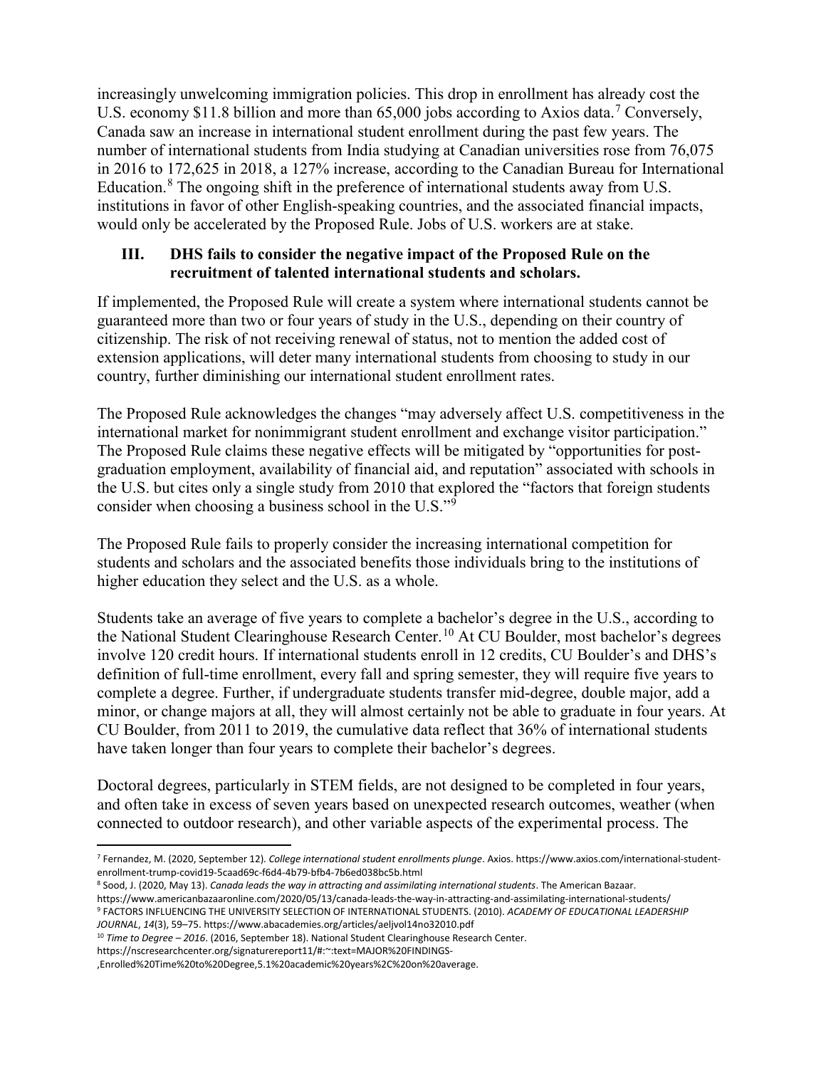increasingly unwelcoming immigration policies. This drop in enrollment has already cost the U.S. economy $11.8 billion and more than 65,000 jobs according to Axios data.[7] Conversely, Canada saw an increase in international student enrollment during the past few years. The number of international students from India studying at Canadian universities rose from 76,075 in 2016 to 172,625 in 2018, a 127% increase, according to the Canadian Bureau for International Education.[8] The ongoing shift in the preference of international students away from U.S. institutions in favor of other English-speaking countries, and the associated financial impacts, would only be accelerated by the Proposed Rule. Jobs of U.S. workers are at stake.

### III. DHS fails to consider the negative impact of the Proposed Rule on the recruitment of talented international students and scholars.

If implemented, the Proposed Rule will create a system where international students cannot be guaranteed more than two or four years of study in the U.S., depending on their country of citizenship. The risk of not receiving renewal of status, not to mention the added cost of extension applications, will deter many international students from choosing to study in our country, further diminishing our international student enrollment rates.

The Proposed Rule acknowledges the changes "may adversely affect U.S. competitiveness in the international market for nonimmigrant student enrollment and exchange visitor participation." The Proposed Rule claims these negative effects will be mitigated by "opportunities for post-graduation employment, availability of financial aid, and reputation" associated with schools in the U.S. but cites only a single study from 2010 that explored the "factors that foreign students consider when choosing a business school in the U.S."[9]

The Proposed Rule fails to properly consider the increasing international competition for students and scholars and the associated benefits those individuals bring to the institutions of higher education they select and the U.S. as a whole.

Students take an average of five years to complete a bachelor's degree in the U.S., according to the National Student Clearinghouse Research Center.[10] At CU Boulder, most bachelor's degrees involve 120 credit hours. If international students enroll in 12 credits, CU Boulder's and DHS's definition of full-time enrollment, every fall and spring semester, they will require five years to complete a degree. Further, if undergraduate students transfer mid-degree, double major, add a minor, or change majors at all, they will almost certainly not be able to graduate in four years. At CU Boulder, from 2011 to 2019, the cumulative data reflect that 36% of international students have taken longer than four years to complete their bachelor's degrees.

Doctoral degrees, particularly in STEM fields, are not designed to be completed in four years, and often take in excess of seven years based on unexpected research outcomes, weather (when connected to outdoor research), and other variable aspects of the experimental process. The

---

[7] Fernandez, M. (2020, September 12). *College international student enrollments plunge*. Axios. https://www.axios.com/international-student-enrollment-trump-covid19-5caad69c-f6d4-4b79-bfb4-7b6ed038bc5b.html

[8] Sood, J. (2020, May 13). *Canada leads the way in attracting and assimilating international students*. The American Bazaar. https://www.americanbazaaronline.com/2020/05/13/canada-leads-the-way-in-attracting-and-assimilating-international-students/

[9] FACTORS INFLUENCING THE UNIVERSITY SELECTION OF INTERNATIONAL STUDENTS. (2010). *ACADEMY OF EDUCATIONAL LEADERSHIP JOURNAL*, *14*(3), 59–75. https://www.abacademies.org/articles/aeljvol14no32010.pdf

[10] *Time to Degree – 2016*. (2016, September 18). National Student Clearinghouse Research Center. https://nscresearchcenter.org/signaturereport11/#:~:text=MAJOR%20FINDINGS-,Enrolled%20Time%20to%20Degree,5.1%20academic%20years%2C%20on%20average.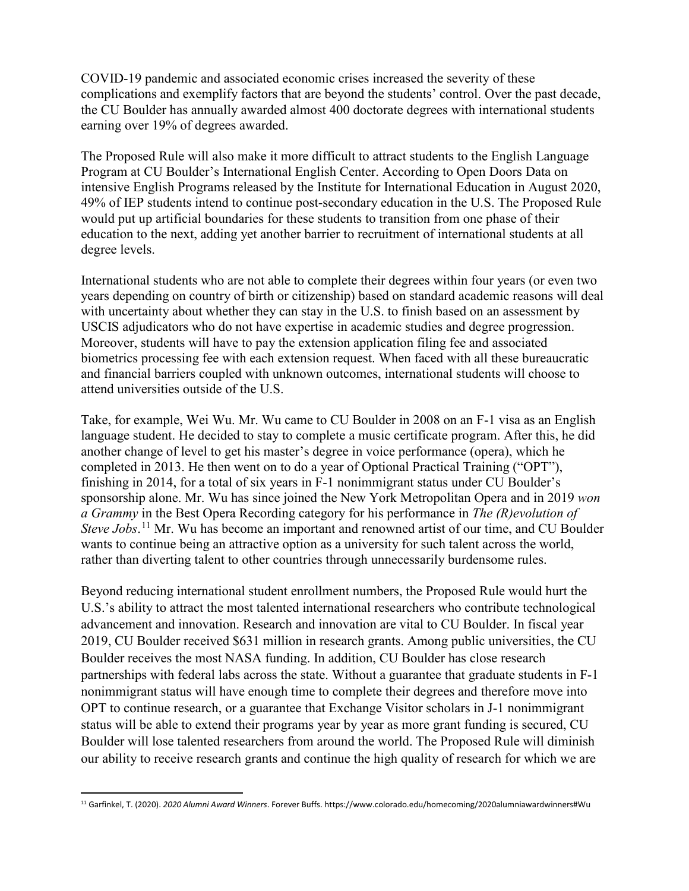COVID-19 pandemic and associated economic crises increased the severity of these complications and exemplify factors that are beyond the students' control. Over the past decade, the CU Boulder has annually awarded almost 400 doctorate degrees with international students earning over 19% of degrees awarded.

The Proposed Rule will also make it more difficult to attract students to the English Language Program at CU Boulder's International English Center. According to Open Doors Data on intensive English Programs released by the Institute for International Education in August 2020, 49% of IEP students intend to continue post-secondary education in the U.S. The Proposed Rule would put up artificial boundaries for these students to transition from one phase of their education to the next, adding yet another barrier to recruitment of international students at all degree levels.

International students who are not able to complete their degrees within four years (or even two years depending on country of birth or citizenship) based on standard academic reasons will deal with uncertainty about whether they can stay in the U.S. to finish based on an assessment by USCIS adjudicators who do not have expertise in academic studies and degree progression. Moreover, students will have to pay the extension application filing fee and associated biometrics processing fee with each extension request. When faced with all these bureaucratic and financial barriers coupled with unknown outcomes, international students will choose to attend universities outside of the U.S.

Take, for example, Wei Wu. Mr. Wu came to CU Boulder in 2008 on an F-1 visa as an English language student. He decided to stay to complete a music certificate program. After this, he did another change of level to get his master's degree in voice performance (opera), which he completed in 2013. He then went on to do a year of Optional Practical Training ("OPT"), finishing in 2014, for a total of six years in F-1 nonimmigrant status under CU Boulder's sponsorship alone. Mr. Wu has since joined the New York Metropolitan Opera and in 2019 *won a Grammy* in the Best Opera Recording category for his performance in *The (R)evolution of Steve Jobs*.[11] Mr. Wu has become an important and renowned artist of our time, and CU Boulder wants to continue being an attractive option as a university for such talent across the world, rather than diverting talent to other countries through unnecessarily burdensome rules.

Beyond reducing international student enrollment numbers, the Proposed Rule would hurt the U.S.'s ability to attract the most talented international researchers who contribute technological advancement and innovation. Research and innovation are vital to CU Boulder. In fiscal year 2019, CU Boulder received $631 million in research grants. Among public universities, the CU Boulder receives the most NASA funding. In addition, CU Boulder has close research partnerships with federal labs across the state. Without a guarantee that graduate students in F-1 nonimmigrant status will have enough time to complete their degrees and therefore move into OPT to continue research, or a guarantee that Exchange Visitor scholars in J-1 nonimmigrant status will be able to extend their programs year by year as more grant funding is secured, CU Boulder will lose talented researchers from around the world. The Proposed Rule will diminish our ability to receive research grants and continue the high quality of research for which we are

[11] Garfinkel, T. (2020). *2020 Alumni Award Winners*. Forever Buffs. https://www.colorado.edu/homecoming/2020alumniawardwinners#Wu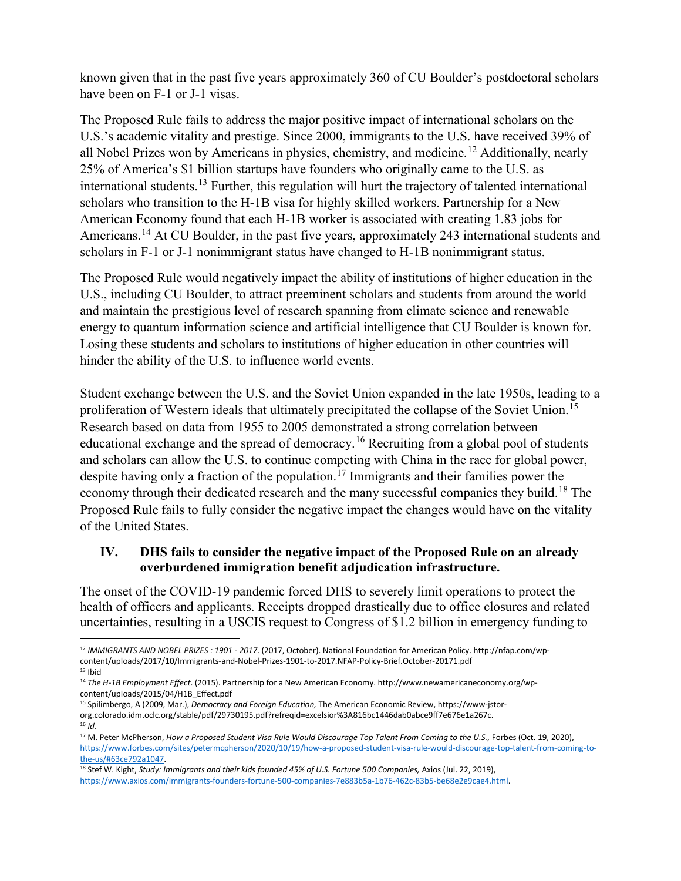known given that in the past five years approximately 360 of CU Boulder's postdoctoral scholars have been on F-1 or J-1 visas.

The Proposed Rule fails to address the major positive impact of international scholars on the U.S.'s academic vitality and prestige. Since 2000, immigrants to the U.S. have received 39% of all Nobel Prizes won by Americans in physics, chemistry, and medicine.[12] Additionally, nearly 25% of America's $1 billion startups have founders who originally came to the U.S. as international students.[13] Further, this regulation will hurt the trajectory of talented international scholars who transition to the H-1B visa for highly skilled workers. Partnership for a New American Economy found that each H-1B worker is associated with creating 1.83 jobs for Americans.[14] At CU Boulder, in the past five years, approximately 243 international students and scholars in F-1 or J-1 nonimmigrant status have changed to H-1B nonimmigrant status.

The Proposed Rule would negatively impact the ability of institutions of higher education in the U.S., including CU Boulder, to attract preeminent scholars and students from around the world and maintain the prestigious level of research spanning from climate science and renewable energy to quantum information science and artificial intelligence that CU Boulder is known for. Losing these students and scholars to institutions of higher education in other countries will hinder the ability of the U.S. to influence world events.

Student exchange between the U.S. and the Soviet Union expanded in the late 1950s, leading to a proliferation of Western ideals that ultimately precipitated the collapse of the Soviet Union.[15] Research based on data from 1955 to 2005 demonstrated a strong correlation between educational exchange and the spread of democracy.[16] Recruiting from a global pool of students and scholars can allow the U.S. to continue competing with China in the race for global power, despite having only a fraction of the population.[17] Immigrants and their families power the economy through their dedicated research and the many successful companies they build.[18] The Proposed Rule fails to fully consider the negative impact the changes would have on the vitality of the United States.

## IV. DHS fails to consider the negative impact of the Proposed Rule on an already overburdened immigration benefit adjudication infrastructure.

The onset of the COVID-19 pandemic forced DHS to severely limit operations to protect the health of officers and applicants. Receipts dropped drastically due to office closures and related uncertainties, resulting in a USCIS request to Congress of $1.2 billion in emergency funding to

---

[12] *IMMIGRANTS AND NOBEL PRIZES : 1901 - 2017*. (2017, October). National Foundation for American Policy. http://nfap.com/wp-content/uploads/2017/10/Immigrants-and-Nobel-Prizes-1901-to-2017.NFAP-Policy-Brief.October-20171.pdf

[13] Ibid

[14] *The H-1B Employment Effect*. (2015). Partnership for a New American Economy. http://www.newamericaneconomy.org/wp-content/uploads/2015/04/H1B_Effect.pdf

[15] Spilimbergo, A (2009, Mar.), *Democracy and Foreign Education,* The American Economic Review, https://www-jstor-org.colorado.idm.oclc.org/stable/pdf/29730195.pdf?refreqid=excelsior%3A816bc1446dab0abce9ff7e676e1a267c.

[16] *Id.*

[17] M. Peter McPherson, *How a Proposed Student Visa Rule Would Discourage Top Talent From Coming to the U.S.,* Forbes (Oct. 19, 2020), https://www.forbes.com/sites/petermcpherson/2020/10/19/how-a-proposed-student-visa-rule-would-discourage-top-talent-from-coming-to-the-us/#63ce792a1047.

[18] Stef W. Kight, *Study: Immigrants and their kids founded 45% of U.S. Fortune 500 Companies,* Axios (Jul. 22, 2019), https://www.axios.com/immigrants-founders-fortune-500-companies-7e883b5a-1b76-462c-83b5-be68e2e9cae4.html.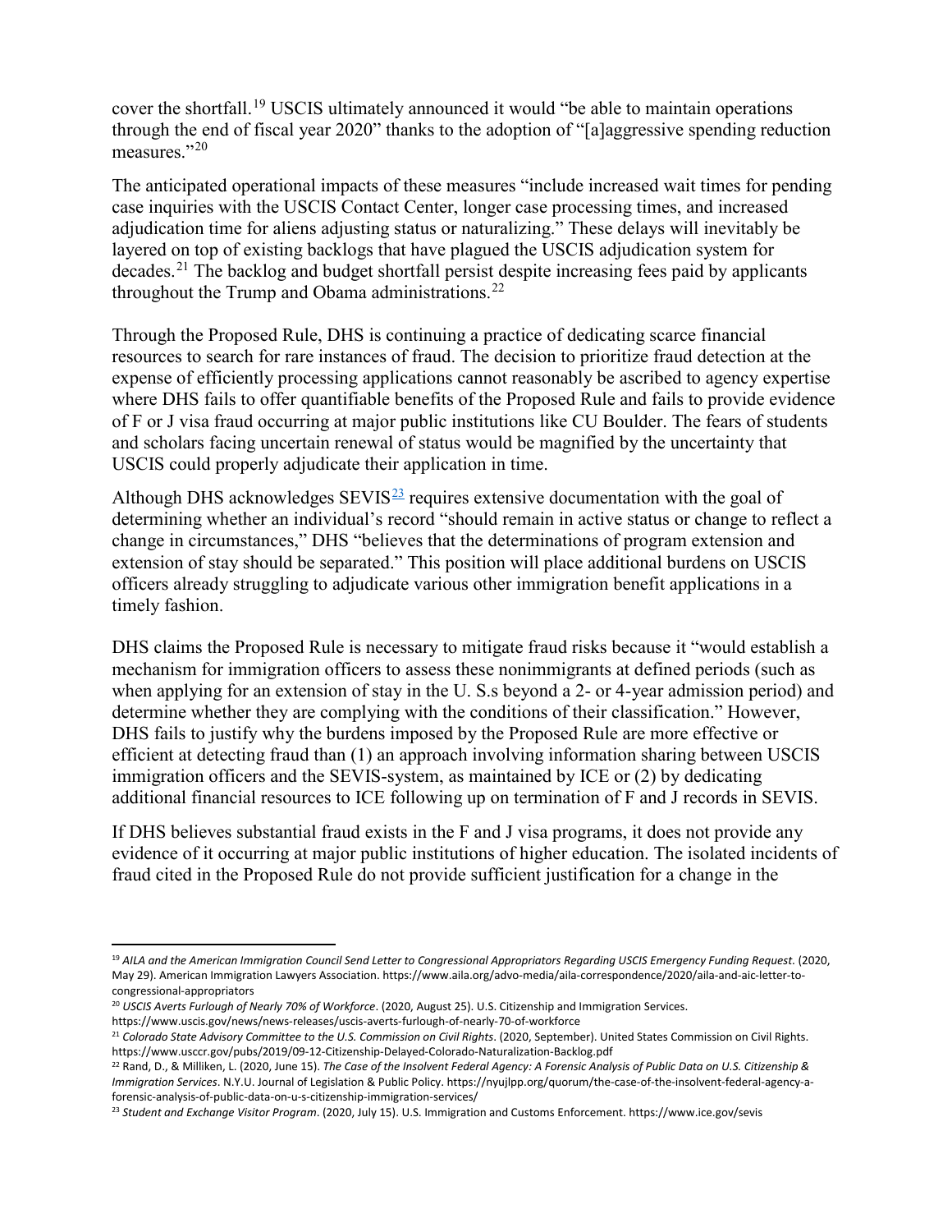cover the shortfall.[19] USCIS ultimately announced it would "be able to maintain operations through the end of fiscal year 2020" thanks to the adoption of "[a]aggressive spending reduction measures."[20]

The anticipated operational impacts of these measures "include increased wait times for pending case inquiries with the USCIS Contact Center, longer case processing times, and increased adjudication time for aliens adjusting status or naturalizing." These delays will inevitably be layered on top of existing backlogs that have plagued the USCIS adjudication system for decades.[21] The backlog and budget shortfall persist despite increasing fees paid by applicants throughout the Trump and Obama administrations.[22]

Through the Proposed Rule, DHS is continuing a practice of dedicating scarce financial resources to search for rare instances of fraud. The decision to prioritize fraud detection at the expense of efficiently processing applications cannot reasonably be ascribed to agency expertise where DHS fails to offer quantifiable benefits of the Proposed Rule and fails to provide evidence of F or J visa fraud occurring at major public institutions like CU Boulder. The fears of students and scholars facing uncertain renewal of status would be magnified by the uncertainty that USCIS could properly adjudicate their application in time.

Although DHS acknowledges SEVIS[23] requires extensive documentation with the goal of determining whether an individual's record "should remain in active status or change to reflect a change in circumstances," DHS "believes that the determinations of program extension and extension of stay should be separated." This position will place additional burdens on USCIS officers already struggling to adjudicate various other immigration benefit applications in a timely fashion.

DHS claims the Proposed Rule is necessary to mitigate fraud risks because it "would establish a mechanism for immigration officers to assess these nonimmigrants at defined periods (such as when applying for an extension of stay in the U. S.s beyond a 2- or 4-year admission period) and determine whether they are complying with the conditions of their classification." However, DHS fails to justify why the burdens imposed by the Proposed Rule are more effective or efficient at detecting fraud than (1) an approach involving information sharing between USCIS immigration officers and the SEVIS-system, as maintained by ICE or (2) by dedicating additional financial resources to ICE following up on termination of F and J records in SEVIS.

If DHS believes substantial fraud exists in the F and J visa programs, it does not provide any evidence of it occurring at major public institutions of higher education. The isolated incidents of fraud cited in the Proposed Rule do not provide sufficient justification for a change in the

---

[19] *AILA and the American Immigration Council Send Letter to Congressional Appropriators Regarding USCIS Emergency Funding Request*. (2020, May 29). American Immigration Lawyers Association. https://www.aila.org/advo-media/aila-correspondence/2020/aila-and-aic-letter-to-congressional-appropriators

[20] *USCIS Averts Furlough of Nearly 70% of Workforce*. (2020, August 25). U.S. Citizenship and Immigration Services. https://www.uscis.gov/news/news-releases/uscis-averts-furlough-of-nearly-70-of-workforce

[21] *Colorado State Advisory Committee to the U.S. Commission on Civil Rights*. (2020, September). United States Commission on Civil Rights. https://www.usccr.gov/pubs/2019/09-12-Citizenship-Delayed-Colorado-Naturalization-Backlog.pdf

[22] Rand, D., & Milliken, L. (2020, June 15). *The Case of the Insolvent Federal Agency: A Forensic Analysis of Public Data on U.S. Citizenship & Immigration Services*. N.Y.U. Journal of Legislation & Public Policy. https://nyujlpp.org/quorum/the-case-of-the-insolvent-federal-agency-a-forensic-analysis-of-public-data-on-u-s-citizenship-immigration-services/

[23] *Student and Exchange Visitor Program*. (2020, July 15). U.S. Immigration and Customs Enforcement. https://www.ice.gov/sevis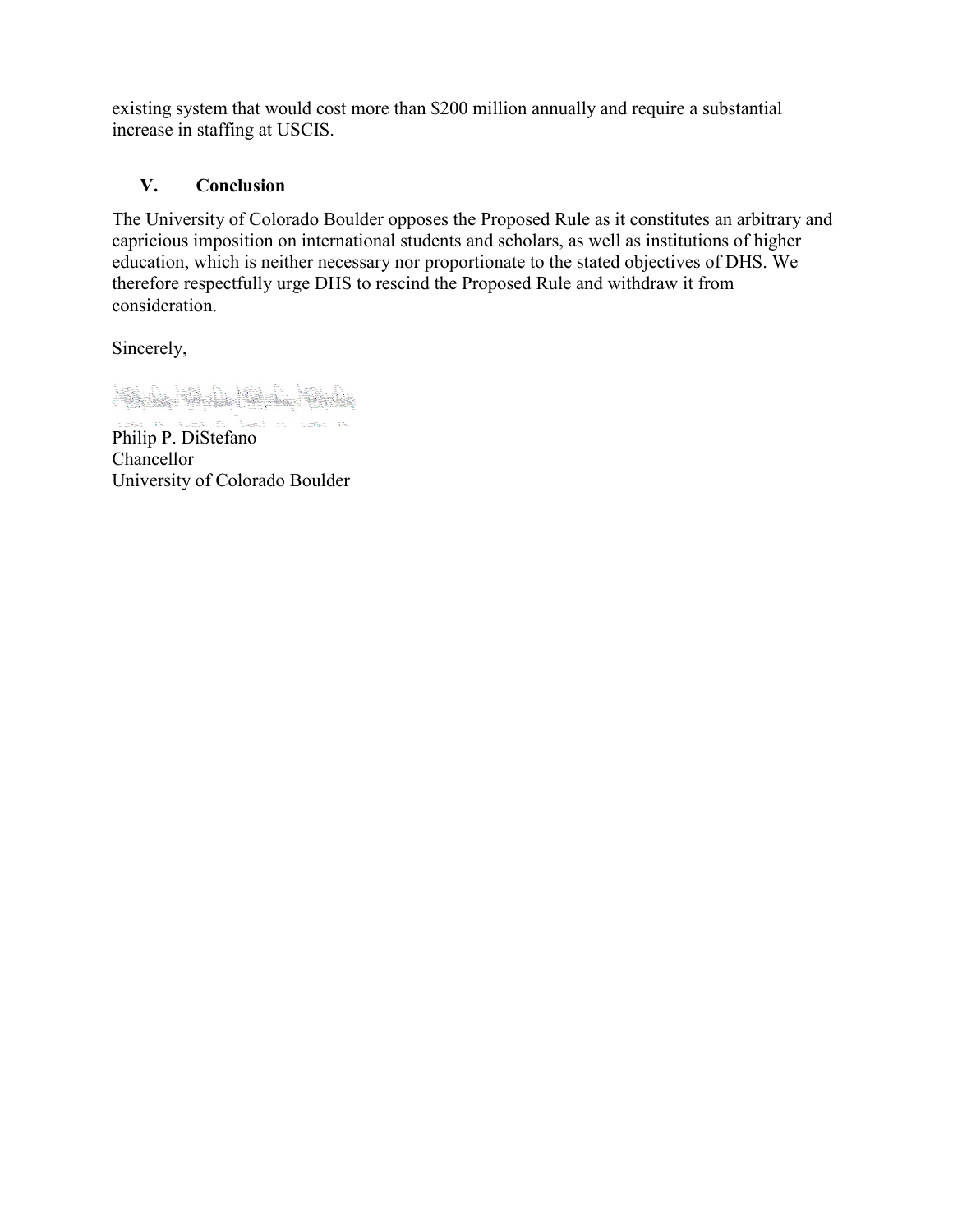existing system that would cost more than $200 million annually and require a substantial increase in staffing at USCIS.

## V. Conclusion

The University of Colorado Boulder opposes the Proposed Rule as it constitutes an arbitrary and capricious imposition on international students and scholars, as well as institutions of higher education, which is neither necessary nor proportionate to the stated objectives of DHS. We therefore respectfully urge DHS to rescind the Proposed Rule and withdraw it from consideration.

Sincerely,

Philip P. DiStefano
Chancellor
University of Colorado Boulder